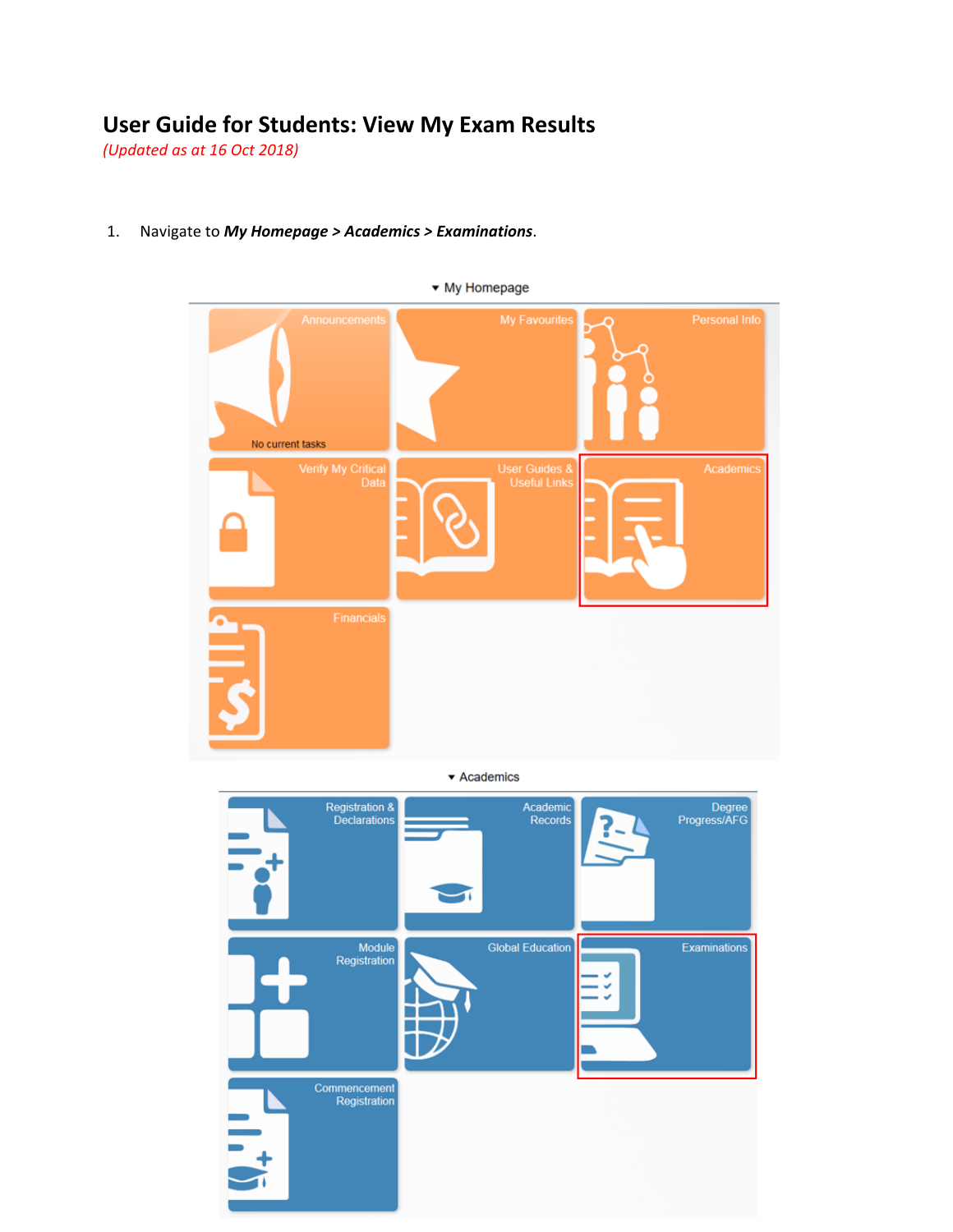# User Guide for Students: View My Exam Results

*(Updated as at 16 Oct 2018)*

1. Navigate to ***My Homepage > Academics > Examinations***.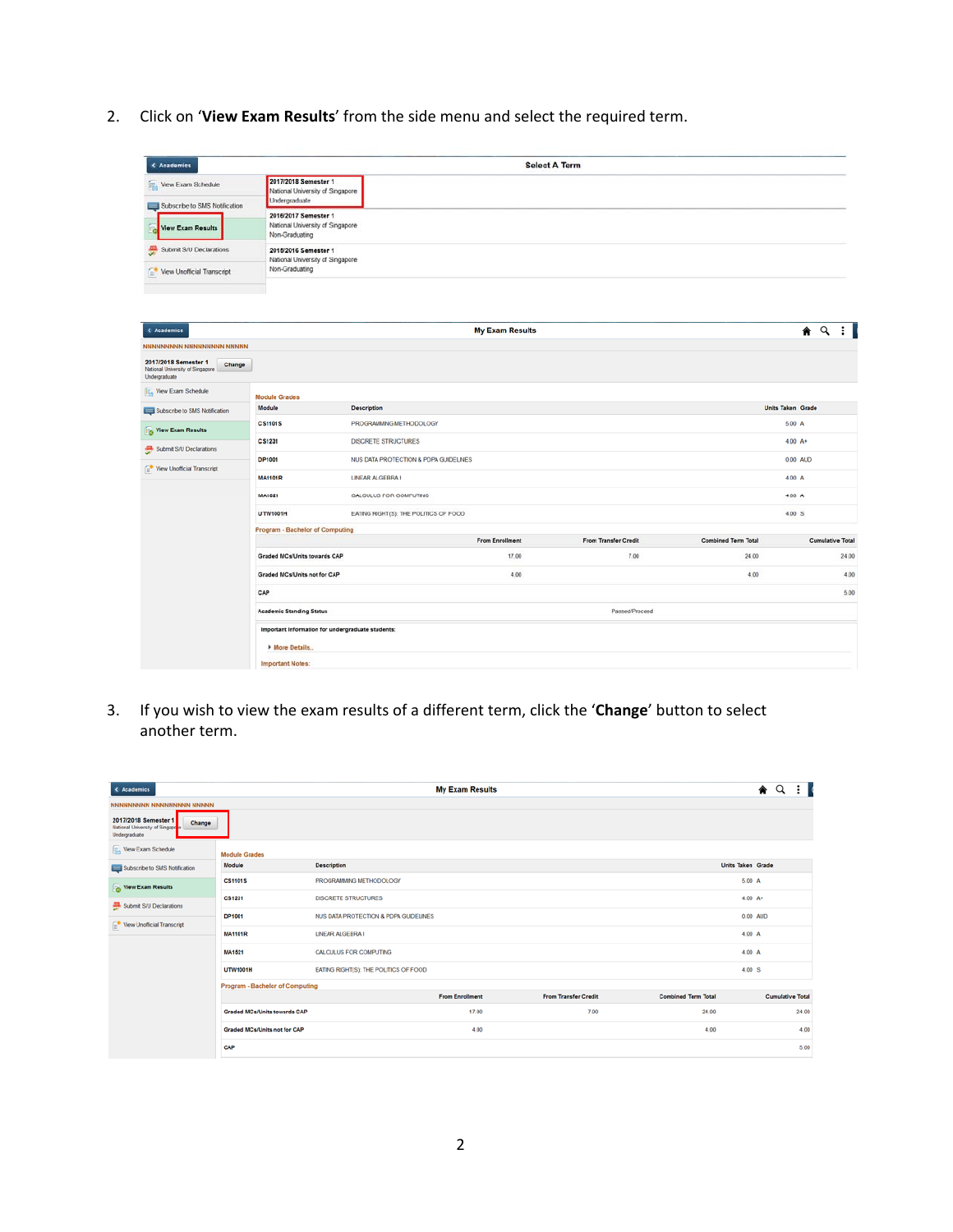2. Click on '**View Exam Results**' from the side menu and select the required term.

3. If you wish to view the exam results of a different term, click the '**Change**' button to select another term.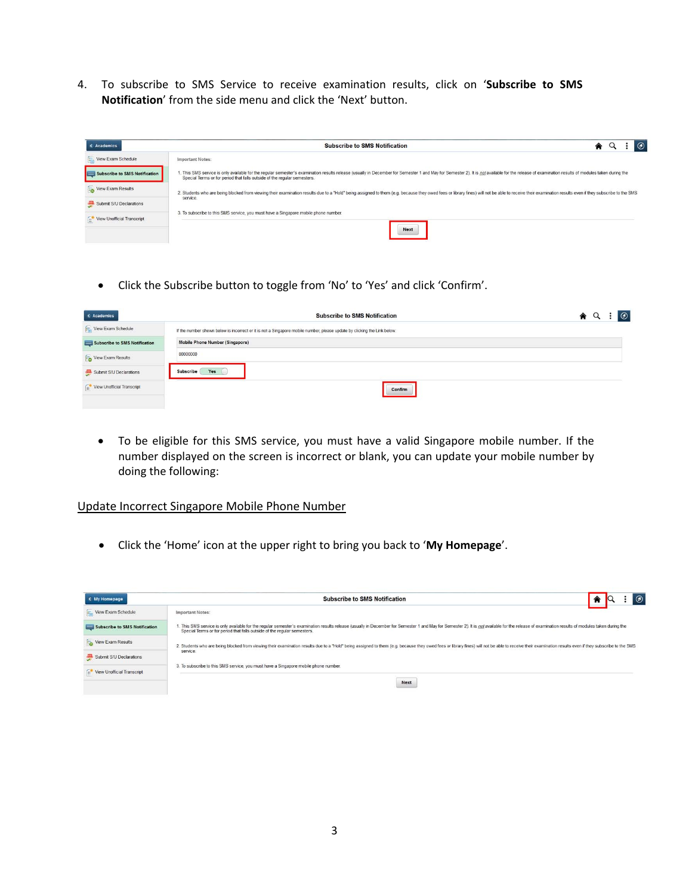4. To subscribe to SMS Service to receive examination results, click on '**Subscribe to SMS Notification**' from the side menu and click the 'Next' button.

- Click the Subscribe button to toggle from 'No' to 'Yes' and click 'Confirm'.

- To be eligible for this SMS service, you must have a valid Singapore mobile number. If the number displayed on the screen is incorrect or blank, you can update your mobile number by doing the following:

<u>Update Incorrect Singapore Mobile Phone Number</u>

- Click the 'Home' icon at the upper right to bring you back to '**My Homepage**'.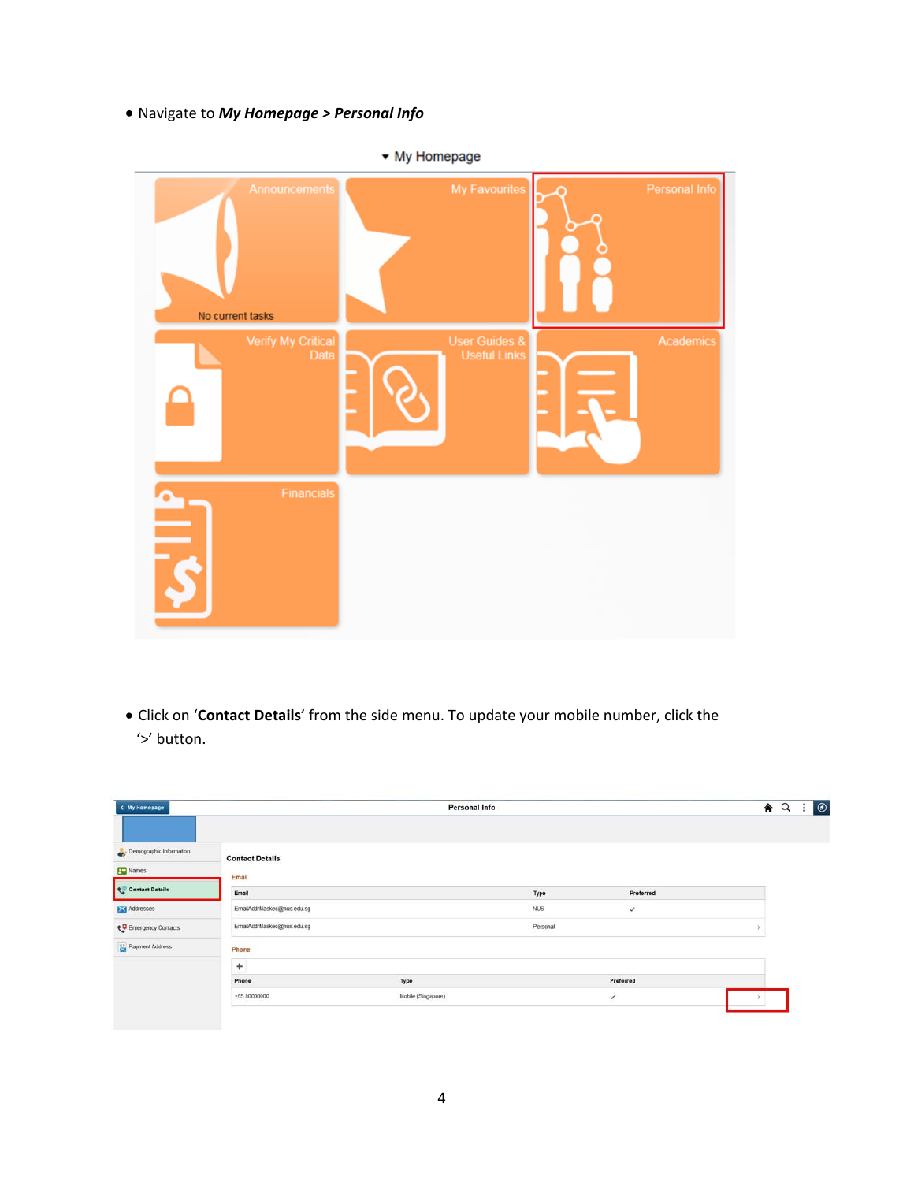- Navigate to ***My Homepage > Personal Info***

- Click on '**Contact Details**' from the side menu. To update your mobile number, click the '>' button.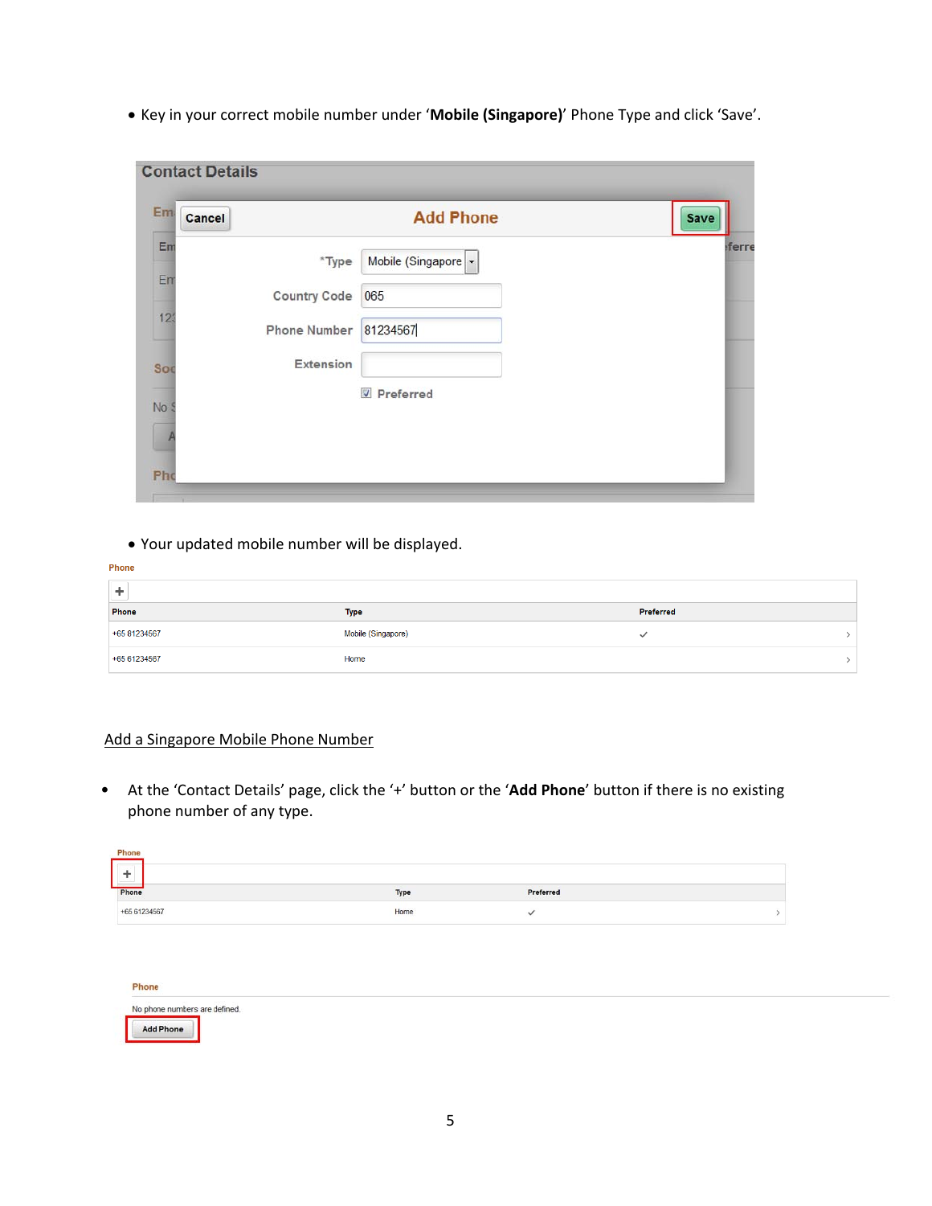- Key in your correct mobile number under '**Mobile (Singapore)**' Phone Type and click 'Save'.

- Your updated mobile number will be displayed.

Add a Singapore Mobile Phone Number

- At the 'Contact Details' page, click the '+' button or the '**Add Phone**' button if there is no existing phone number of any type.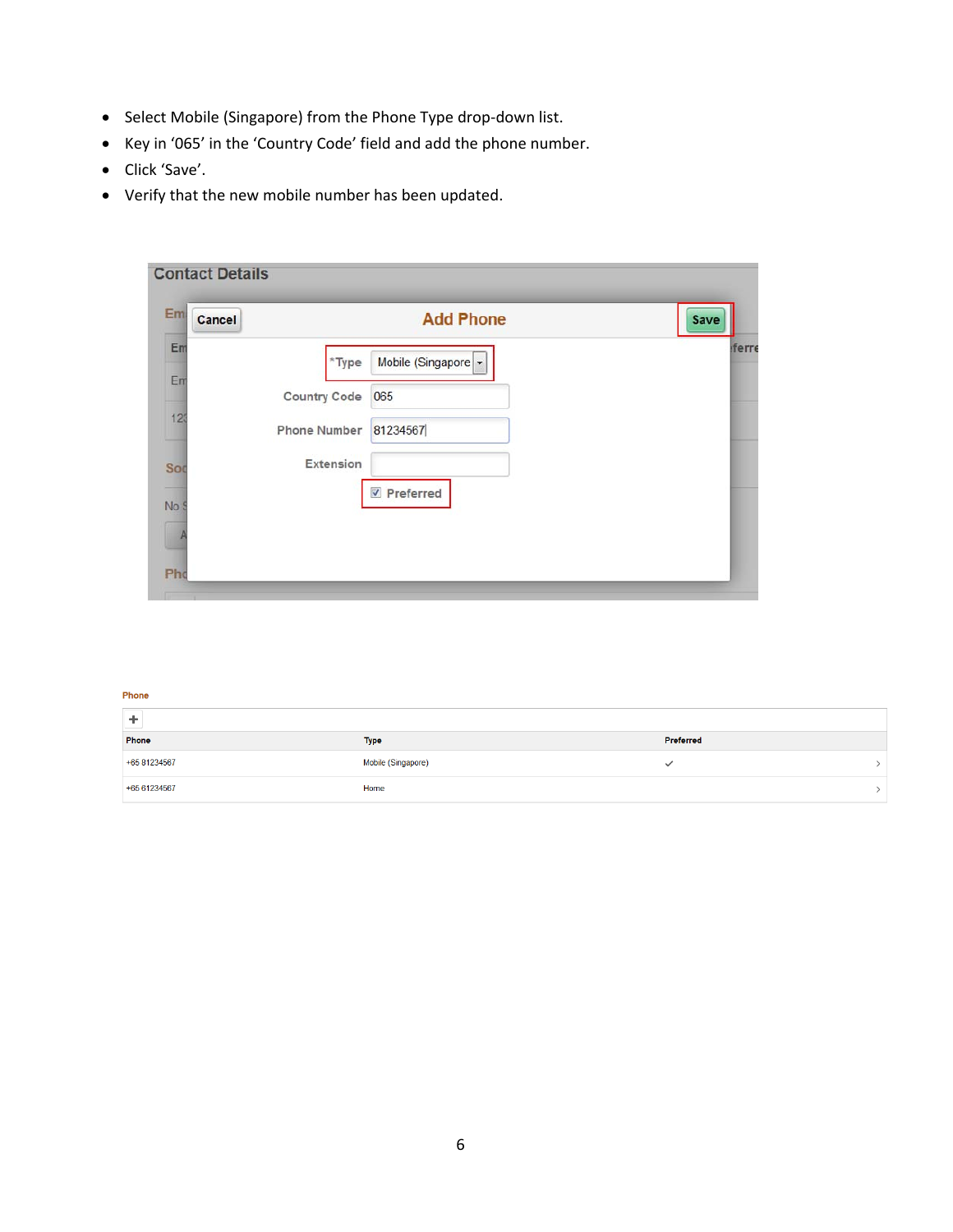- Select Mobile (Singapore) from the Phone Type drop-down list.
- Key in '065' in the 'Country Code' field and add the phone number.
- Click 'Save'.
- Verify that the new mobile number has been updated.

Contact Details

Cancel | Add Phone | Save

*Type: Mobile (Singapore)

Country Code: 065

Phone Number: 81234567

Extension:

Preferred

Phone

| Phone | Type | Preferred |
|---|---|---|
| +65 81234567 | Mobile (Singapore) | ✓ |
| +65 61234567 | Home | |